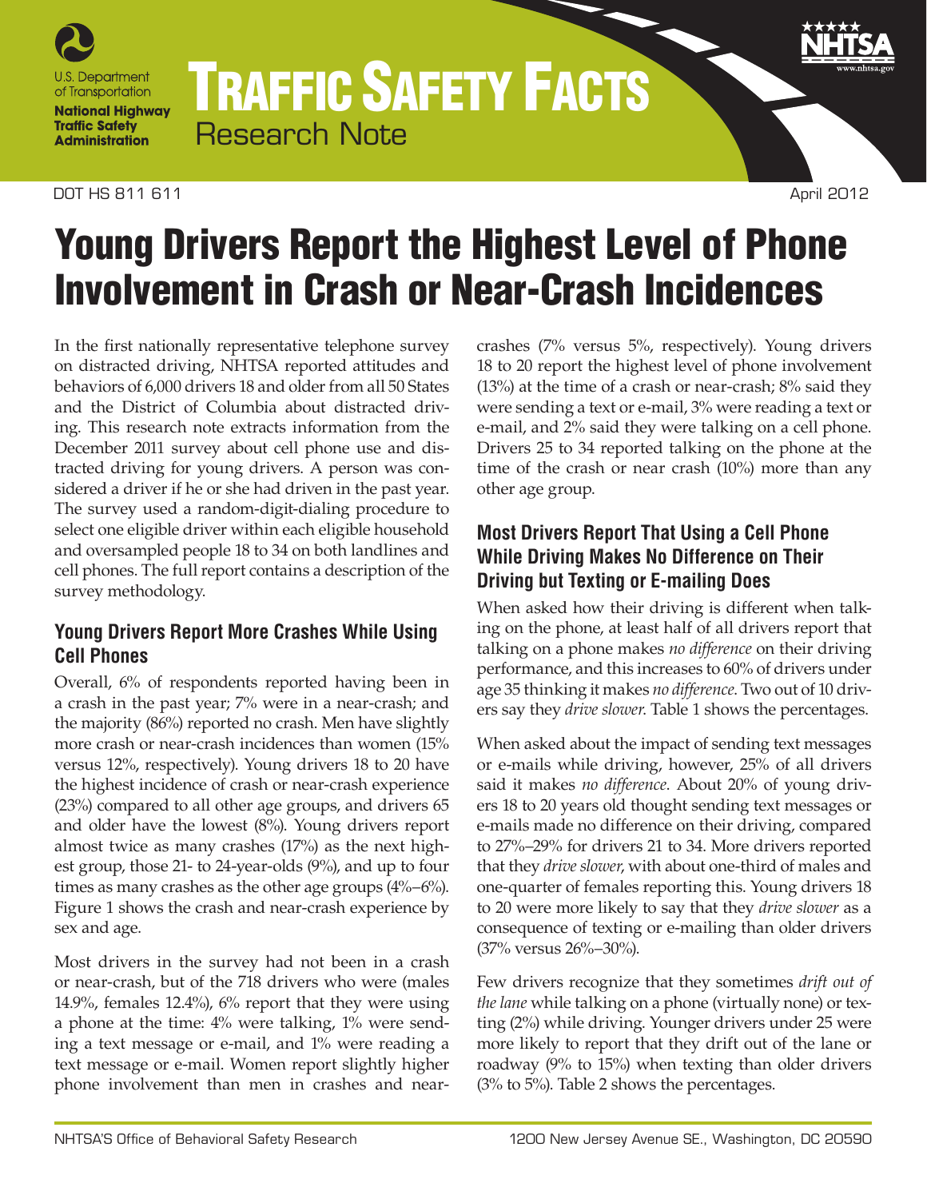U.S. Department of Transportation
**National Highway Traffic Safety Administration**

# TRAFFIC SAFETY FACTS
Research Note

DOT HS 811 611 April 2012

# Young Drivers Report the Highest Level of Phone Involvement in Crash or Near-Crash Incidences

In the first nationally representative telephone survey on distracted driving, NHTSA reported attitudes and behaviors of 6,000 drivers 18 and older from all 50 States and the District of Columbia about distracted driving. This research note extracts information from the December 2011 survey about cell phone use and distracted driving for young drivers. A person was considered a driver if he or she had driven in the past year. The survey used a random-digit-dialing procedure to select one eligible driver within each eligible household and oversampled people 18 to 34 on both landlines and cell phones. The full report contains a description of the survey methodology.

## Young Drivers Report More Crashes While Using Cell Phones

Overall, 6% of respondents reported having been in a crash in the past year; 7% were in a near-crash; and the majority (86%) reported no crash. Men have slightly more crash or near-crash incidences than women (15% versus 12%, respectively). Young drivers 18 to 20 have the highest incidence of crash or near-crash experience (23%) compared to all other age groups, and drivers 65 and older have the lowest (8%). Young drivers report almost twice as many crashes (17%) as the next highest group, those 21- to 24-year-olds (9%), and up to four times as many crashes as the other age groups (4%–6%). Figure 1 shows the crash and near-crash experience by sex and age.

Most drivers in the survey had not been in a crash or near-crash, but of the 718 drivers who were (males 14.9%, females 12.4%), 6% report that they were using a phone at the time: 4% were talking, 1% were sending a text message or e-mail, and 1% were reading a text message or e-mail. Women report slightly higher phone involvement than men in crashes and near-crashes (7% versus 5%, respectively). Young drivers 18 to 20 report the highest level of phone involvement (13%) at the time of a crash or near-crash; 8% said they were sending a text or e-mail, 3% were reading a text or e-mail, and 2% said they were talking on a cell phone. Drivers 25 to 34 reported talking on the phone at the time of the crash or near crash (10%) more than any other age group.

## Most Drivers Report That Using a Cell Phone While Driving Makes No Difference on Their Driving but Texting or E-mailing Does

When asked how their driving is different when talking on the phone, at least half of all drivers report that talking on a phone makes *no difference* on their driving performance, and this increases to 60% of drivers under age 35 thinking it makes *no difference*. Two out of 10 drivers say they *drive slower*. Table 1 shows the percentages.

When asked about the impact of sending text messages or e-mails while driving, however, 25% of all drivers said it makes *no difference*. About 20% of young drivers 18 to 20 years old thought sending text messages or e-mails made no difference on their driving, compared to 27%–29% for drivers 21 to 34. More drivers reported that they *drive slower*, with about one-third of males and one-quarter of females reporting this. Young drivers 18 to 20 were more likely to say that they *drive slower* as a consequence of texting or e-mailing than older drivers (37% versus 26%–30%).

Few drivers recognize that they sometimes *drift out of the lane* while talking on a phone (virtually none) or texting (2%) while driving. Younger drivers under 25 were more likely to report that they drift out of the lane or roadway (9% to 15%) when texting than older drivers (3% to 5%). Table 2 shows the percentages.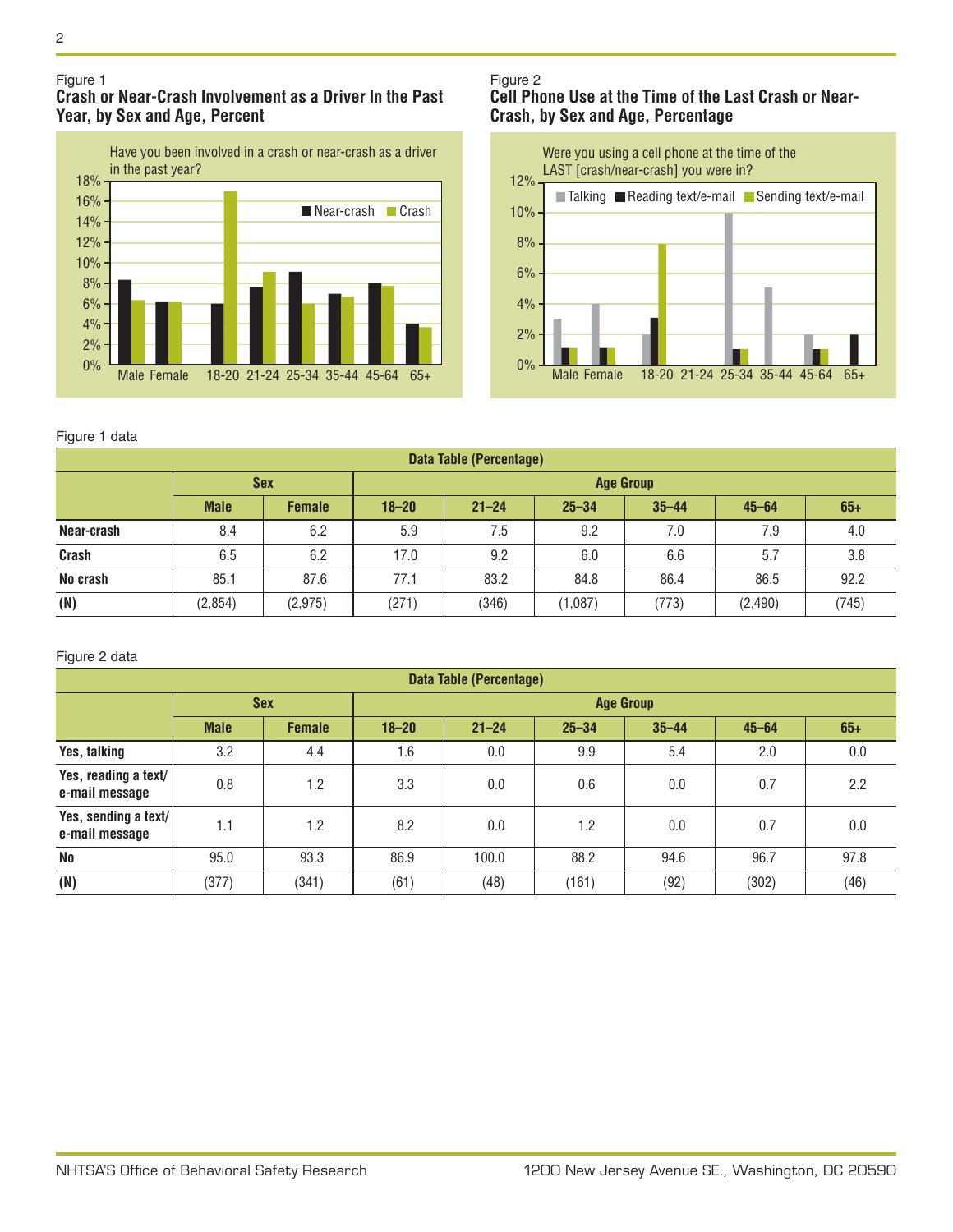Figure 1
**Crash or Near-Crash Involvement as a Driver In the Past Year, by Sex and Age, Percent**

Figure 2
**Cell Phone Use at the Time of the Last Crash or Near-Crash, by Sex and Age, Percentage**

Figure 1 data

| Data Table (Percentage) | | | | | | | | |
|---|---|---|---|---|---|---|---|---|
| | **Sex** | | **Age Group** | | | | | |
| | **Male** | **Female** | **18–20** | **21–24** | **25–34** | **35–44** | **45–64** | **65+** |
| **Near-crash** | 8.4 | 6.2 | 5.9 | 7.5 | 9.2 | 7.0 | 7.9 | 4.0 |
| **Crash** | 6.5 | 6.2 | 17.0 | 9.2 | 6.0 | 6.6 | 5.7 | 3.8 |
| **No crash** | 85.1 | 87.6 | 77.1 | 83.2 | 84.8 | 86.4 | 86.5 | 92.2 |
| **(N)** | (2,854) | (2,975) | (271) | (346) | (1,087) | (773) | (2,490) | (745) |

Figure 2 data

| Data Table (Percentage) | | | | | | | | |
|---|---|---|---|---|---|---|---|---|
| | **Sex** | | **Age Group** | | | | | |
| | **Male** | **Female** | **18–20** | **21–24** | **25–34** | **35–44** | **45–64** | **65+** |
| **Yes, talking** | 3.2 | 4.4 | 1.6 | 0.0 | 9.9 | 5.4 | 2.0 | 0.0 |
| **Yes, reading a text/ e-mail message** | 0.8 | 1.2 | 3.3 | 0.0 | 0.6 | 0.0 | 0.7 | 2.2 |
| **Yes, sending a text/ e-mail message** | 1.1 | 1.2 | 8.2 | 0.0 | 1.2 | 0.0 | 0.7 | 0.0 |
| **No** | 95.0 | 93.3 | 86.9 | 100.0 | 88.2 | 94.6 | 96.7 | 97.8 |
| **(N)** | (377) | (341) | (61) | (48) | (161) | (92) | (302) | (46) |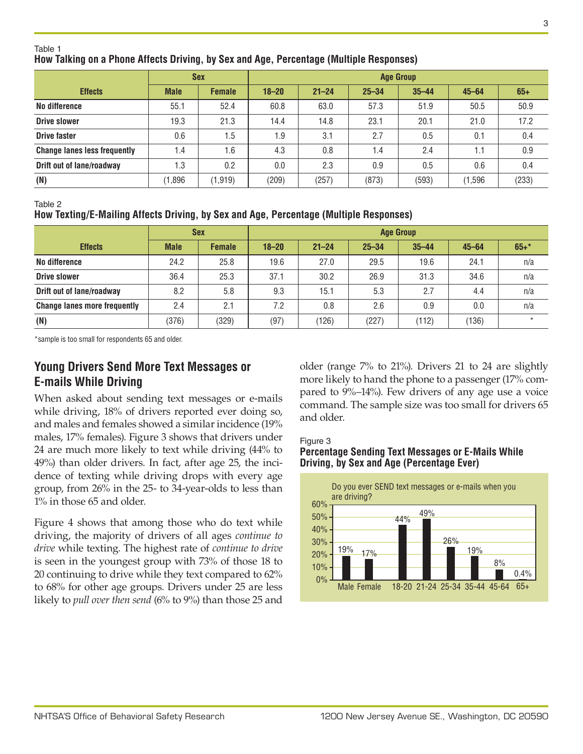Table 1
**How Talking on a Phone Affects Driving, by Sex and Age, Percentage (Multiple Responses)**

| Effects | Sex | | Age Group | | | | | |
|---|---|---|---|---|---|---|---|---|
| | Male | Female | 18–20 | 21–24 | 25–34 | 35–44 | 45–64 | 65+ |
| No difference | 55.1 | 52.4 | 60.8 | 63.0 | 57.3 | 51.9 | 50.5 | 50.9 |
| Drive slower | 19.3 | 21.3 | 14.4 | 14.8 | 23.1 | 20.1 | 21.0 | 17.2 |
| Drive faster | 0.6 | 1.5 | 1.9 | 3.1 | 2.7 | 0.5 | 0.1 | 0.4 |
| Change lanes less frequently | 1.4 | 1.6 | 4.3 | 0.8 | 1.4 | 2.4 | 1.1 | 0.9 |
| Drift out of lane/roadway | 1.3 | 0.2 | 0.0 | 2.3 | 0.9 | 0.5 | 0.6 | 0.4 |
| (N) | (1,896 | (1,919) | (209) | (257) | (873) | (593) | (1,596 | (233) |

Table 2
**How Texting/E-Mailing Affects Driving, by Sex and Age, Percentage (Multiple Responses)**

| Effects | Sex | | Age Group | | | | | |
|---|---|---|---|---|---|---|---|---|
| | Male | Female | 18–20 | 21–24 | 25–34 | 35–44 | 45–64 | 65+* |
| No difference | 24.2 | 25.8 | 19.6 | 27.0 | 29.5 | 19.6 | 24.1 | n/a |
| Drive slower | 36.4 | 25.3 | 37.1 | 30.2 | 26.9 | 31.3 | 34.6 | n/a |
| Drift out of lane/roadway | 8.2 | 5.8 | 9.3 | 15.1 | 5.3 | 2.7 | 4.4 | n/a |
| Change lanes more frequently | 2.4 | 2.1 | 7.2 | 0.8 | 2.6 | 0.9 | 0.0 | n/a |
| (N) | (376) | (329) | (97) | (126) | (227) | (112) | (136) | * |

*sample is too small for respondents 65 and older.

## Young Drivers Send More Text Messages or E-mails While Driving

When asked about sending text messages or e-mails while driving, 18% of drivers reported ever doing so, and males and females showed a similar incidence (19% males, 17% females). Figure 3 shows that drivers under 24 are much more likely to text while driving (44% to 49%) than older drivers. In fact, after age 25, the incidence of texting while driving drops with every age group, from 26% in the 25- to 34-year-olds to less than 1% in those 65 and older.

Figure 4 shows that among those who do text while driving, the majority of drivers of all ages *continue to drive* while texting. The highest rate of *continue to drive* is seen in the youngest group with 73% of those 18 to 20 continuing to drive while they text compared to 62% to 68% for other age groups. Drivers under 25 are less likely to *pull over then send* (6% to 9%) than those 25 and older (range 7% to 21%). Drivers 21 to 24 are slightly more likely to hand the phone to a passenger (17% compared to 9%–14%). Few drivers of any age use a voice command. The sample size was too small for drivers 65 and older.

Figure 3
**Percentage Sending Text Messages or E-Mails While Driving, by Sex and Age (Percentage Ever)**

Do you ever SEND text messages or e-mails when you are driving?

| Group | Percentage |
|---|---|
| Male | 19% |
| Female | 17% |
| 18-20 | 44% |
| 21-24 | 49% |
| 25-34 | 26% |
| 35-44 | 19% |
| 45-64 | 8% |
| 65+ | 0.4% |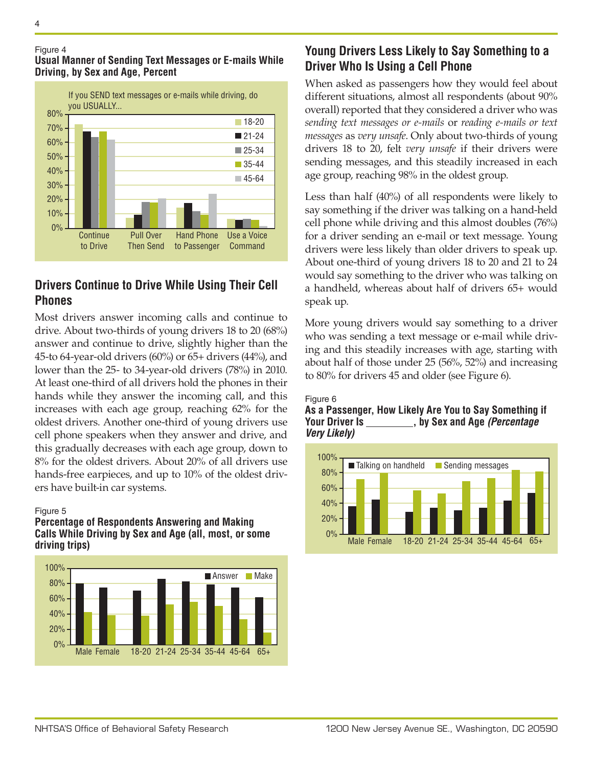Figure 4

**Usual Manner of Sending Text Messages or E-mails While Driving, by Sex and Age, Percent**

## Drivers Continue to Drive While Using Their Cell Phones

Most drivers answer incoming calls and continue to drive. About two-thirds of young drivers 18 to 20 (68%) answer and continue to drive, slightly higher than the 45-to 64-year-old drivers (60%) or 65+ drivers (44%), and lower than the 25- to 34-year-old drivers (78%) in 2010. At least one-third of all drivers hold the phones in their hands while they answer the incoming call, and this increases with each age group, reaching 62% for the oldest drivers. Another one-third of young drivers use cell phone speakers when they answer and drive, and this gradually decreases with each age group, down to 8% for the oldest drivers. About 20% of all drivers use hands-free earpieces, and up to 10% of the oldest drivers have built-in car systems.

Figure 5

**Percentage of Respondents Answering and Making Calls While Driving by Sex and Age (all, most, or some driving trips)**

## Young Drivers Less Likely to Say Something to a Driver Who Is Using a Cell Phone

When asked as passengers how they would feel about different situations, almost all respondents (about 90% overall) reported that they considered a driver who was *sending text messages or e-mails* or *reading e-mails or text messages* as *very unsafe*. Only about two-thirds of young drivers 18 to 20, felt *very unsafe* if their drivers were sending messages, and this steadily increased in each age group, reaching 98% in the oldest group.

Less than half (40%) of all respondents were likely to say something if the driver was talking on a hand-held cell phone while driving and this almost doubles (76%) for a driver sending an e-mail or text message. Young drivers were less likely than older drivers to speak up. About one-third of young drivers 18 to 20 and 21 to 24 would say something to the driver who was talking on a handheld, whereas about half of drivers 65+ would speak up.

More young drivers would say something to a driver who was sending a text message or e-mail while driving and this steadily increases with age, starting with about half of those under 25 (56%, 52%) and increasing to 80% for drivers 45 and older (see Figure 6).

Figure 6

**As a Passenger, How Likely Are You to Say Something if Your Driver Is ________, by Sex and Age *(Percentage Very Likely)***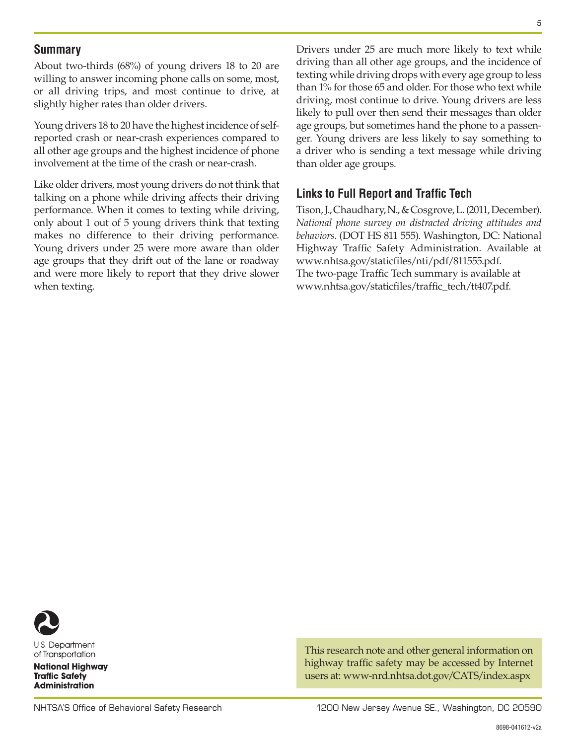## Summary

About two-thirds (68%) of young drivers 18 to 20 are willing to answer incoming phone calls on some, most, or all driving trips, and most continue to drive, at slightly higher rates than older drivers.

Young drivers 18 to 20 have the highest incidence of self-reported crash or near-crash experiences compared to all other age groups and the highest incidence of phone involvement at the time of the crash or near-crash.

Like older drivers, most young drivers do not think that talking on a phone while driving affects their driving performance. When it comes to texting while driving, only about 1 out of 5 young drivers think that texting makes no difference to their driving performance. Young drivers under 25 were more aware than older age groups that they drift out of the lane or roadway and were more likely to report that they drive slower when texting.

Drivers under 25 are much more likely to text while driving than all other age groups, and the incidence of texting while driving drops with every age group to less than 1% for those 65 and older. For those who text while driving, most continue to drive. Young drivers are less likely to pull over then send their messages than older age groups, but sometimes hand the phone to a passenger. Young drivers are less likely to say something to a driver who is sending a text message while driving than older age groups.

## Links to Full Report and Traffic Tech

Tison, J., Chaudhary, N., & Cosgrove, L. (2011, December). *National phone survey on distracted driving attitudes and behaviors*. (DOT HS 811 555). Washington, DC: National Highway Traffic Safety Administration. Available at www.nhtsa.gov/staticfiles/nti/pdf/811555.pdf.
The two-page Traffic Tech summary is available at www.nhtsa.gov/staticfiles/traffic_tech/tt407.pdf.

U.S. Department of Transportation
**National Highway Traffic Safety Administration**

This research note and other general information on highway traffic safety may be accessed by Internet users at: www-nrd.nhtsa.dot.gov/CATS/index.aspx

NHTSA'S Office of Behavioral Safety Research 1200 New Jersey Avenue SE., Washington, DC 20590

8698-041612-v2a